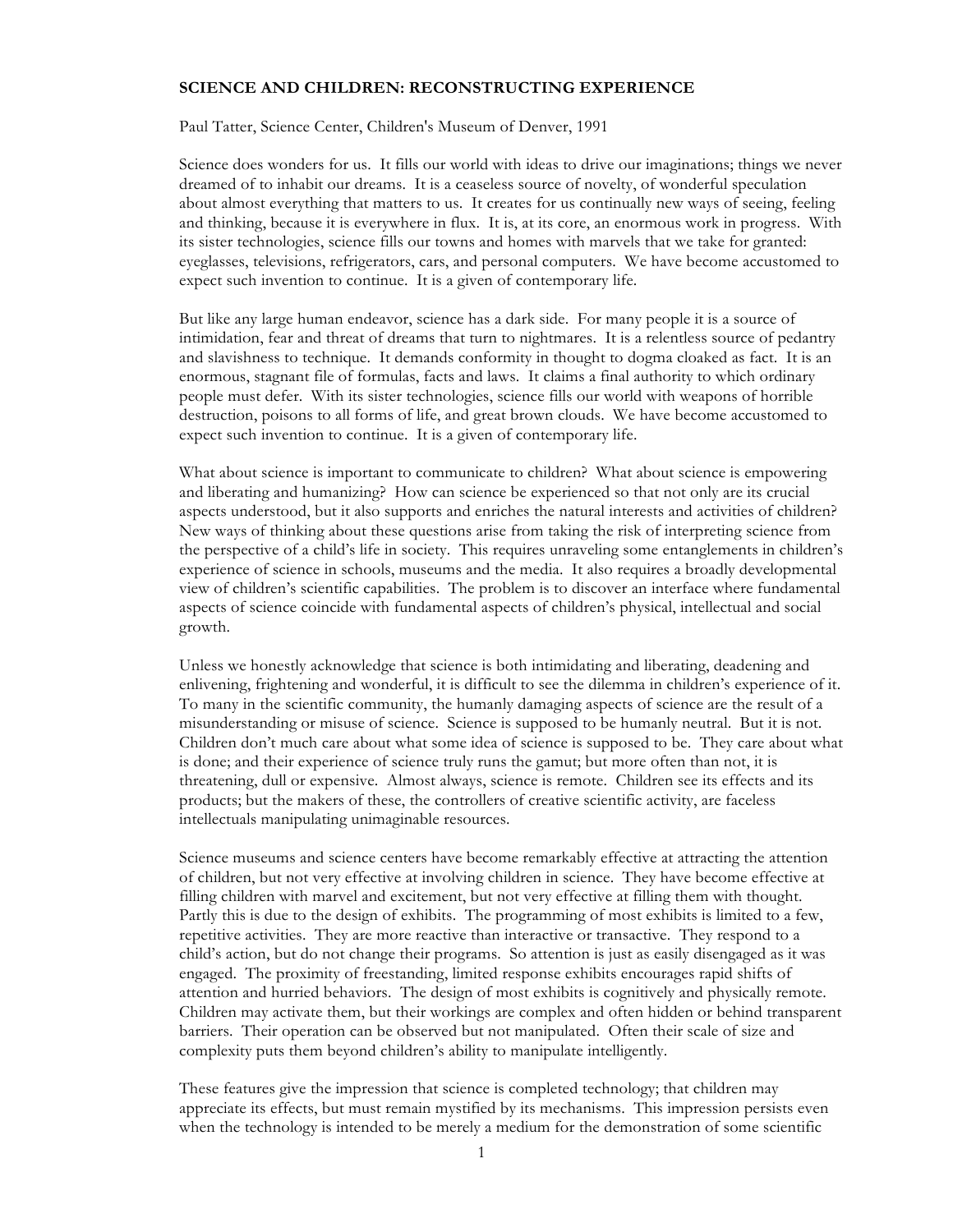# SCIENCE AND CHILDREN: RECONSTRUCTING EXPERIENCE

Paul Tatter, Science Center, Children's Museum of Denver, 1991

Science does wonders for us. It fills our world with ideas to drive our imaginations; things we never dreamed of to inhabit our dreams. It is a ceaseless source of novelty, of wonderful speculation about almost everything that matters to us. It creates for us continually new ways of seeing, feeling and thinking, because it is everywhere in flux. It is, at its core, an enormous work in progress. With its sister technologies, science fills our towns and homes with marvels that we take for granted: eyeglasses, televisions, refrigerators, cars, and personal computers. We have become accustomed to expect such invention to continue. It is a given of contemporary life.

But like any large human endeavor, science has a dark side. For many people it is a source of intimidation, fear and threat of dreams that turn to nightmares. It is a relentless source of pedantry and slavishness to technique. It demands conformity in thought to dogma cloaked as fact. It is an enormous, stagnant file of formulas, facts and laws. It claims a final authority to which ordinary people must defer. With its sister technologies, science fills our world with weapons of horrible destruction, poisons to all forms of life, and great brown clouds. We have become accustomed to expect such invention to continue. It is a given of contemporary life.

What about science is important to communicate to children? What about science is empowering and liberating and humanizing? How can science be experienced so that not only are its crucial aspects understood, but it also supports and enriches the natural interests and activities of children? New ways of thinking about these questions arise from taking the risk of interpreting science from the perspective of a child's life in society. This requires unraveling some entanglements in children's experience of science in schools, museums and the media. It also requires a broadly developmental view of children's scientific capabilities. The problem is to discover an interface where fundamental aspects of science coincide with fundamental aspects of children's physical, intellectual and social growth.

Unless we honestly acknowledge that science is both intimidating and liberating, deadening and enlivening, frightening and wonderful, it is difficult to see the dilemma in children's experience of it. To many in the scientific community, the humanly damaging aspects of science are the result of a misunderstanding or misuse of science. Science is supposed to be humanly neutral. But it is not. Children don't much care about what some idea of science is supposed to be. They care about what is done; and their experience of science truly runs the gamut; but more often than not, it is threatening, dull or expensive. Almost always, science is remote. Children see its effects and its products; but the makers of these, the controllers of creative scientific activity, are faceless intellectuals manipulating unimaginable resources.

Science museums and science centers have become remarkably effective at attracting the attention of children, but not very effective at involving children in science. They have become effective at filling children with marvel and excitement, but not very effective at filling them with thought. Partly this is due to the design of exhibits. The programming of most exhibits is limited to a few, repetitive activities. They are more reactive than interactive or transactive. They respond to a child's action, but do not change their programs. So attention is just as easily disengaged as it was engaged. The proximity of freestanding, limited response exhibits encourages rapid shifts of attention and hurried behaviors. The design of most exhibits is cognitively and physically remote. Children may activate them, but their workings are complex and often hidden or behind transparent barriers. Their operation can be observed but not manipulated. Often their scale of size and complexity puts them beyond children's ability to manipulate intelligently.

These features give the impression that science is completed technology; that children may appreciate its effects, but must remain mystified by its mechanisms. This impression persists even when the technology is intended to be merely a medium for the demonstration of some scientific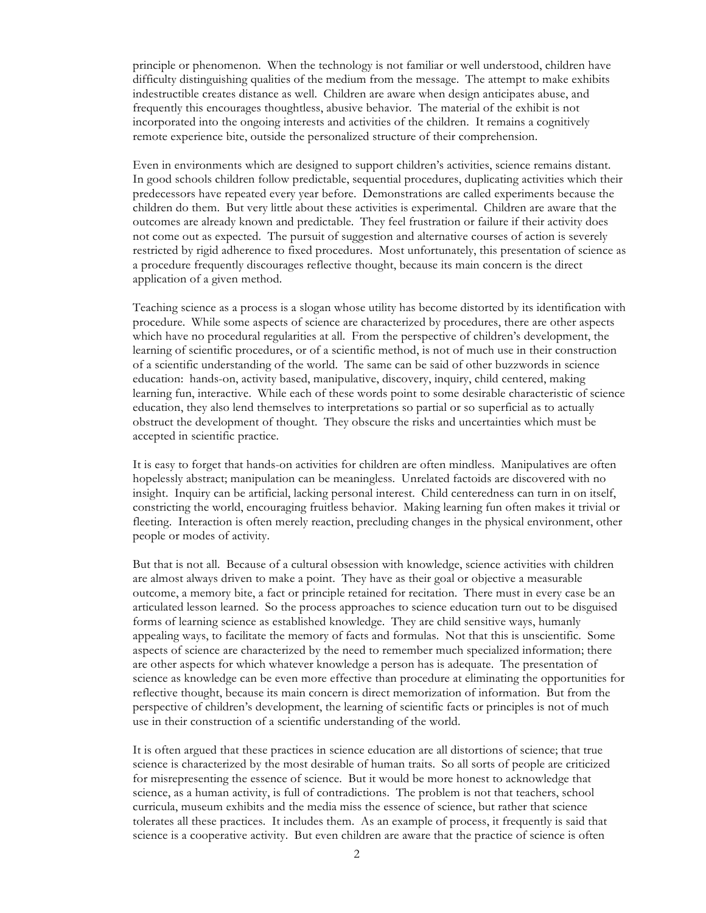principle or phenomenon. When the technology is not familiar or well understood, children have difficulty distinguishing qualities of the medium from the message. The attempt to make exhibits indestructible creates distance as well. Children are aware when design anticipates abuse, and frequently this encourages thoughtless, abusive behavior. The material of the exhibit is not incorporated into the ongoing interests and activities of the children. It remains a cognitively remote experience bite, outside the personalized structure of their comprehension.

Even in environments which are designed to support children's activities, science remains distant. In good schools children follow predictable, sequential procedures, duplicating activities which their predecessors have repeated every year before. Demonstrations are called experiments because the children do them. But very little about these activities is experimental. Children are aware that the outcomes are already known and predictable. They feel frustration or failure if their activity does not come out as expected. The pursuit of suggestion and alternative courses of action is severely restricted by rigid adherence to fixed procedures. Most unfortunately, this presentation of science as a procedure frequently discourages reflective thought, because its main concern is the direct application of a given method.

Teaching science as a process is a slogan whose utility has become distorted by its identification with procedure. While some aspects of science are characterized by procedures, there are other aspects which have no procedural regularities at all. From the perspective of children's development, the learning of scientific procedures, or of a scientific method, is not of much use in their construction of a scientific understanding of the world. The same can be said of other buzzwords in science education: hands-on, activity based, manipulative, discovery, inquiry, child centered, making learning fun, interactive. While each of these words point to some desirable characteristic of science education, they also lend themselves to interpretations so partial or so superficial as to actually obstruct the development of thought. They obscure the risks and uncertainties which must be accepted in scientific practice.

It is easy to forget that hands-on activities for children are often mindless. Manipulatives are often hopelessly abstract; manipulation can be meaningless. Unrelated factoids are discovered with no insight. Inquiry can be artificial, lacking personal interest. Child centeredness can turn in on itself, constricting the world, encouraging fruitless behavior. Making learning fun often makes it trivial or fleeting. Interaction is often merely reaction, precluding changes in the physical environment, other people or modes of activity.

But that is not all. Because of a cultural obsession with knowledge, science activities with children are almost always driven to make a point. They have as their goal or objective a measurable outcome, a memory bite, a fact or principle retained for recitation. There must in every case be an articulated lesson learned. So the process approaches to science education turn out to be disguised forms of learning science as established knowledge. They are child sensitive ways, humanly appealing ways, to facilitate the memory of facts and formulas. Not that this is unscientific. Some aspects of science are characterized by the need to remember much specialized information; there are other aspects for which whatever knowledge a person has is adequate. The presentation of science as knowledge can be even more effective than procedure at eliminating the opportunities for reflective thought, because its main concern is direct memorization of information. But from the perspective of children's development, the learning of scientific facts or principles is not of much use in their construction of a scientific understanding of the world.

It is often argued that these practices in science education are all distortions of science; that true science is characterized by the most desirable of human traits. So all sorts of people are criticized for misrepresenting the essence of science. But it would be more honest to acknowledge that science, as a human activity, is full of contradictions. The problem is not that teachers, school curricula, museum exhibits and the media miss the essence of science, but rather that science tolerates all these practices. It includes them. As an example of process, it frequently is said that science is a cooperative activity. But even children are aware that the practice of science is often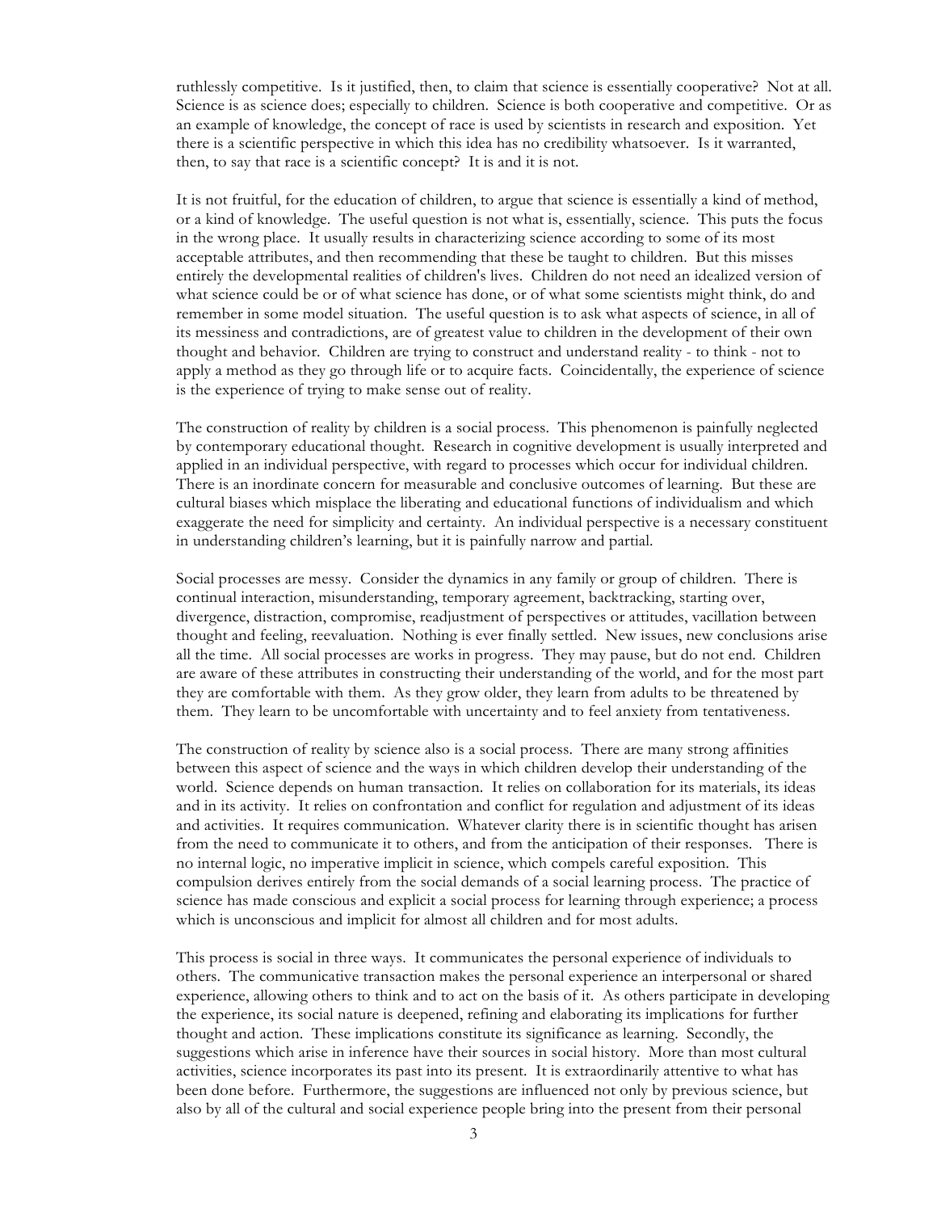ruthlessly competitive. Is it justified, then, to claim that science is essentially cooperative? Not at all. Science is as science does; especially to children. Science is both cooperative and competitive. Or as an example of knowledge, the concept of race is used by scientists in research and exposition. Yet there is a scientific perspective in which this idea has no credibility whatsoever. Is it warranted, then, to say that race is a scientific concept? It is and it is not.

It is not fruitful, for the education of children, to argue that science is essentially a kind of method, or a kind of knowledge. The useful question is not what is, essentially, science. This puts the focus in the wrong place. It usually results in characterizing science according to some of its most acceptable attributes, and then recommending that these be taught to children. But this misses entirely the developmental realities of children's lives. Children do not need an idealized version of what science could be or of what science has done, or of what some scientists might think, do and remember in some model situation. The useful question is to ask what aspects of science, in all of its messiness and contradictions, are of greatest value to children in the development of their own thought and behavior. Children are trying to construct and understand reality - to think - not to apply a method as they go through life or to acquire facts. Coincidentally, the experience of science is the experience of trying to make sense out of reality.

The construction of reality by children is a social process. This phenomenon is painfully neglected by contemporary educational thought. Research in cognitive development is usually interpreted and applied in an individual perspective, with regard to processes which occur for individual children. There is an inordinate concern for measurable and conclusive outcomes of learning. But these are cultural biases which misplace the liberating and educational functions of individualism and which exaggerate the need for simplicity and certainty. An individual perspective is a necessary constituent in understanding children's learning, but it is painfully narrow and partial.

Social processes are messy. Consider the dynamics in any family or group of children. There is continual interaction, misunderstanding, temporary agreement, backtracking, starting over, divergence, distraction, compromise, readjustment of perspectives or attitudes, vacillation between thought and feeling, reevaluation. Nothing is ever finally settled. New issues, new conclusions arise all the time. All social processes are works in progress. They may pause, but do not end. Children are aware of these attributes in constructing their understanding of the world, and for the most part they are comfortable with them. As they grow older, they learn from adults to be threatened by them. They learn to be uncomfortable with uncertainty and to feel anxiety from tentativeness.

The construction of reality by science also is a social process. There are many strong affinities between this aspect of science and the ways in which children develop their understanding of the world. Science depends on human transaction. It relies on collaboration for its materials, its ideas and in its activity. It relies on confrontation and conflict for regulation and adjustment of its ideas and activities. It requires communication. Whatever clarity there is in scientific thought has arisen from the need to communicate it to others, and from the anticipation of their responses. There is no internal logic, no imperative implicit in science, which compels careful exposition. This compulsion derives entirely from the social demands of a social learning process. The practice of science has made conscious and explicit a social process for learning through experience; a process which is unconscious and implicit for almost all children and for most adults.

This process is social in three ways. It communicates the personal experience of individuals to others. The communicative transaction makes the personal experience an interpersonal or shared experience, allowing others to think and to act on the basis of it. As others participate in developing the experience, its social nature is deepened, refining and elaborating its implications for further thought and action. These implications constitute its significance as learning. Secondly, the suggestions which arise in inference have their sources in social history. More than most cultural activities, science incorporates its past into its present. It is extraordinarily attentive to what has been done before. Furthermore, the suggestions are influenced not only by previous science, but also by all of the cultural and social experience people bring into the present from their personal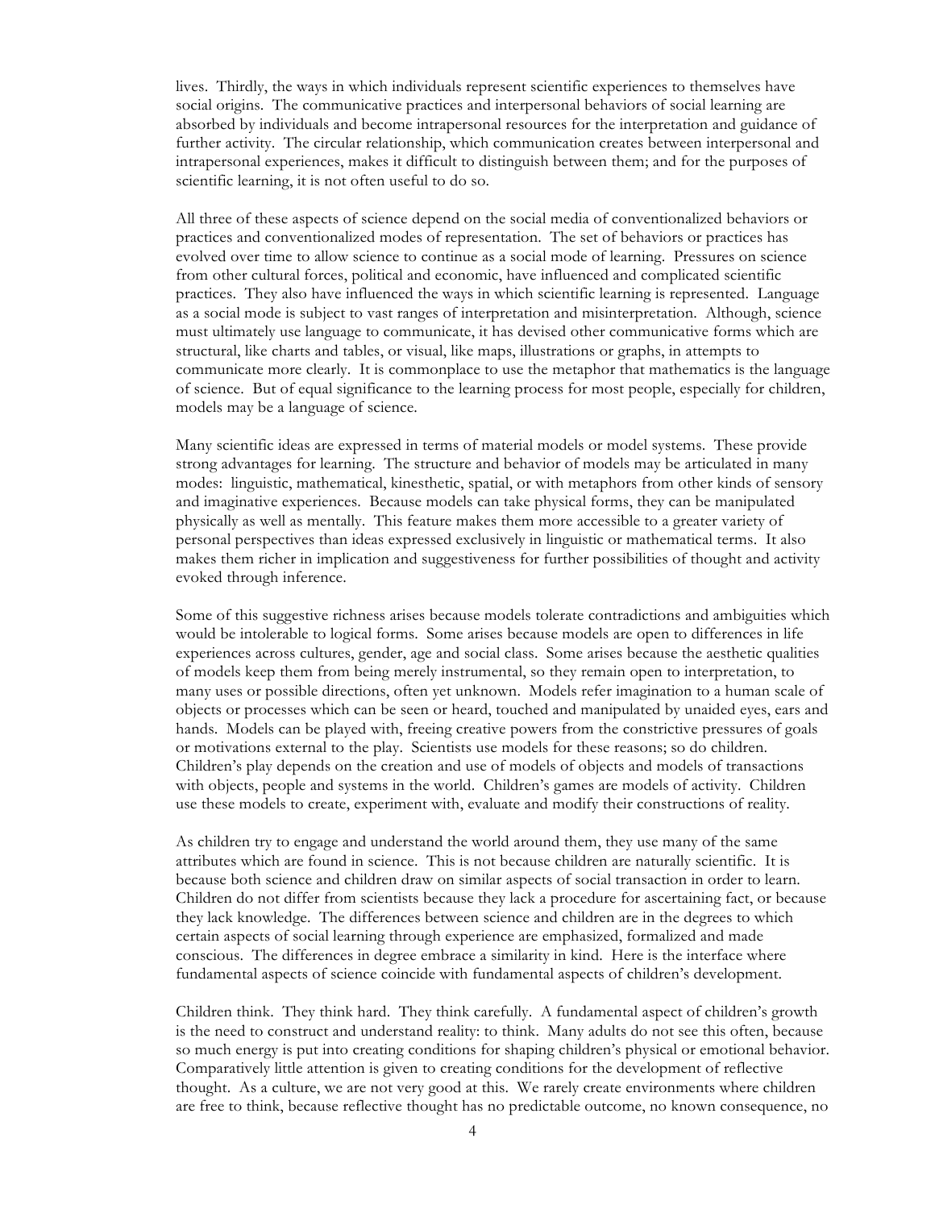lives. Thirdly, the ways in which individuals represent scientific experiences to themselves have social origins. The communicative practices and interpersonal behaviors of social learning are absorbed by individuals and become intrapersonal resources for the interpretation and guidance of further activity. The circular relationship, which communication creates between interpersonal and intrapersonal experiences, makes it difficult to distinguish between them; and for the purposes of scientific learning, it is not often useful to do so.

All three of these aspects of science depend on the social media of conventionalized behaviors or practices and conventionalized modes of representation. The set of behaviors or practices has evolved over time to allow science to continue as a social mode of learning. Pressures on science from other cultural forces, political and economic, have influenced and complicated scientific practices. They also have influenced the ways in which scientific learning is represented. Language as a social mode is subject to vast ranges of interpretation and misinterpretation. Although, science must ultimately use language to communicate, it has devised other communicative forms which are structural, like charts and tables, or visual, like maps, illustrations or graphs, in attempts to communicate more clearly. It is commonplace to use the metaphor that mathematics is the language of science. But of equal significance to the learning process for most people, especially for children, models may be a language of science.

Many scientific ideas are expressed in terms of material models or model systems. These provide strong advantages for learning. The structure and behavior of models may be articulated in many modes: linguistic, mathematical, kinesthetic, spatial, or with metaphors from other kinds of sensory and imaginative experiences. Because models can take physical forms, they can be manipulated physically as well as mentally. This feature makes them more accessible to a greater variety of personal perspectives than ideas expressed exclusively in linguistic or mathematical terms. It also makes them richer in implication and suggestiveness for further possibilities of thought and activity evoked through inference.

Some of this suggestive richness arises because models tolerate contradictions and ambiguities which would be intolerable to logical forms. Some arises because models are open to differences in life experiences across cultures, gender, age and social class. Some arises because the aesthetic qualities of models keep them from being merely instrumental, so they remain open to interpretation, to many uses or possible directions, often yet unknown. Models refer imagination to a human scale of objects or processes which can be seen or heard, touched and manipulated by unaided eyes, ears and hands. Models can be played with, freeing creative powers from the constrictive pressures of goals or motivations external to the play. Scientists use models for these reasons; so do children. Children's play depends on the creation and use of models of objects and models of transactions with objects, people and systems in the world. Children's games are models of activity. Children use these models to create, experiment with, evaluate and modify their constructions of reality.

As children try to engage and understand the world around them, they use many of the same attributes which are found in science. This is not because children are naturally scientific. It is because both science and children draw on similar aspects of social transaction in order to learn. Children do not differ from scientists because they lack a procedure for ascertaining fact, or because they lack knowledge. The differences between science and children are in the degrees to which certain aspects of social learning through experience are emphasized, formalized and made conscious. The differences in degree embrace a similarity in kind. Here is the interface where fundamental aspects of science coincide with fundamental aspects of children's development.

Children think. They think hard. They think carefully. A fundamental aspect of children's growth is the need to construct and understand reality: to think. Many adults do not see this often, because so much energy is put into creating conditions for shaping children's physical or emotional behavior. Comparatively little attention is given to creating conditions for the development of reflective thought. As a culture, we are not very good at this. We rarely create environments where children are free to think, because reflective thought has no predictable outcome, no known consequence, no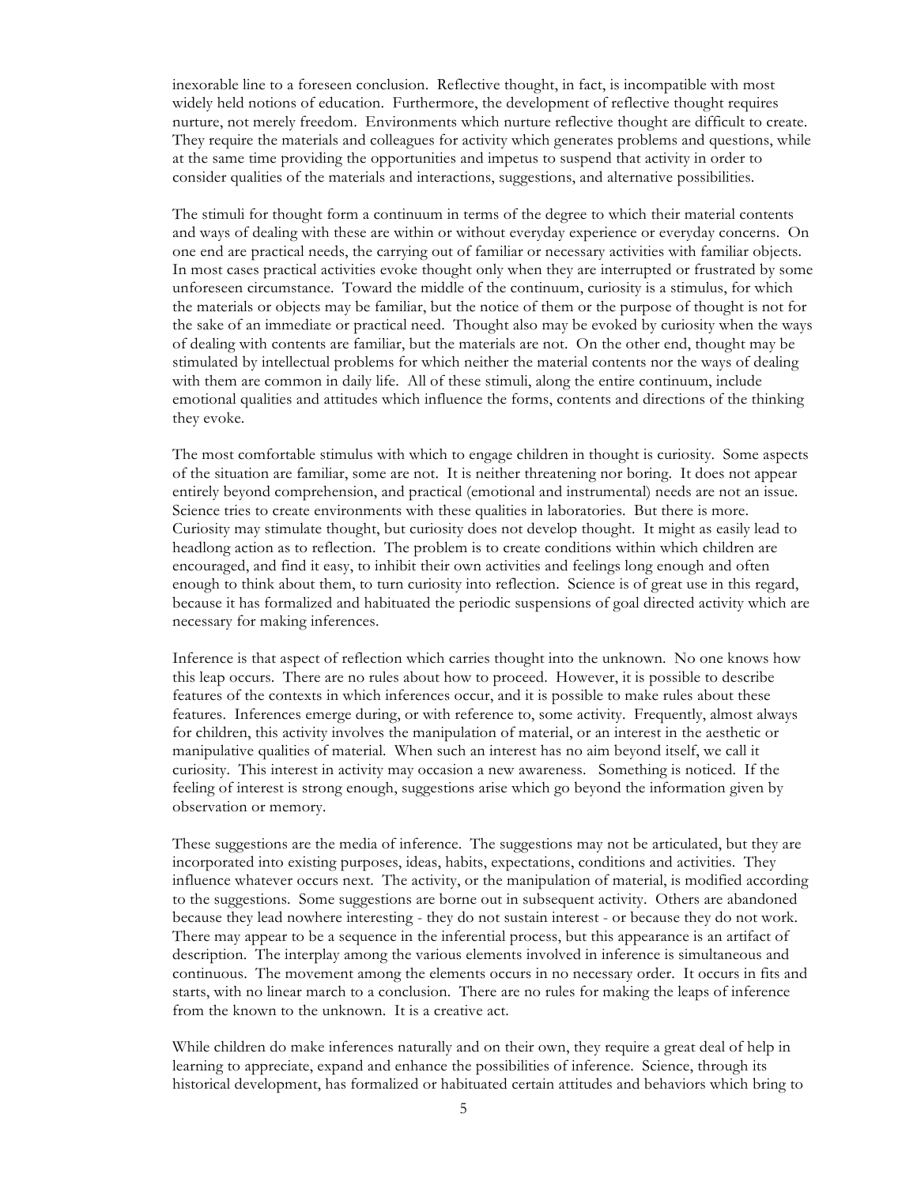inexorable line to a foreseen conclusion. Reflective thought, in fact, is incompatible with most widely held notions of education. Furthermore, the development of reflective thought requires nurture, not merely freedom. Environments which nurture reflective thought are difficult to create. They require the materials and colleagues for activity which generates problems and questions, while at the same time providing the opportunities and impetus to suspend that activity in order to consider qualities of the materials and interactions, suggestions, and alternative possibilities.

The stimuli for thought form a continuum in terms of the degree to which their material contents and ways of dealing with these are within or without everyday experience or everyday concerns. On one end are practical needs, the carrying out of familiar or necessary activities with familiar objects. In most cases practical activities evoke thought only when they are interrupted or frustrated by some unforeseen circumstance. Toward the middle of the continuum, curiosity is a stimulus, for which the materials or objects may be familiar, but the notice of them or the purpose of thought is not for the sake of an immediate or practical need. Thought also may be evoked by curiosity when the ways of dealing with contents are familiar, but the materials are not. On the other end, thought may be stimulated by intellectual problems for which neither the material contents nor the ways of dealing with them are common in daily life. All of these stimuli, along the entire continuum, include emotional qualities and attitudes which influence the forms, contents and directions of the thinking they evoke.

The most comfortable stimulus with which to engage children in thought is curiosity. Some aspects of the situation are familiar, some are not. It is neither threatening nor boring. It does not appear entirely beyond comprehension, and practical (emotional and instrumental) needs are not an issue. Science tries to create environments with these qualities in laboratories. But there is more. Curiosity may stimulate thought, but curiosity does not develop thought. It might as easily lead to headlong action as to reflection. The problem is to create conditions within which children are encouraged, and find it easy, to inhibit their own activities and feelings long enough and often enough to think about them, to turn curiosity into reflection. Science is of great use in this regard, because it has formalized and habituated the periodic suspensions of goal directed activity which are necessary for making inferences.

Inference is that aspect of reflection which carries thought into the unknown. No one knows how this leap occurs. There are no rules about how to proceed. However, it is possible to describe features of the contexts in which inferences occur, and it is possible to make rules about these features. Inferences emerge during, or with reference to, some activity. Frequently, almost always for children, this activity involves the manipulation of material, or an interest in the aesthetic or manipulative qualities of material. When such an interest has no aim beyond itself, we call it curiosity. This interest in activity may occasion a new awareness. Something is noticed. If the feeling of interest is strong enough, suggestions arise which go beyond the information given by observation or memory.

These suggestions are the media of inference. The suggestions may not be articulated, but they are incorporated into existing purposes, ideas, habits, expectations, conditions and activities. They influence whatever occurs next. The activity, or the manipulation of material, is modified according to the suggestions. Some suggestions are borne out in subsequent activity. Others are abandoned because they lead nowhere interesting - they do not sustain interest - or because they do not work. There may appear to be a sequence in the inferential process, but this appearance is an artifact of description. The interplay among the various elements involved in inference is simultaneous and continuous. The movement among the elements occurs in no necessary order. It occurs in fits and starts, with no linear march to a conclusion. There are no rules for making the leaps of inference from the known to the unknown. It is a creative act.

While children do make inferences naturally and on their own, they require a great deal of help in learning to appreciate, expand and enhance the possibilities of inference. Science, through its historical development, has formalized or habituated certain attitudes and behaviors which bring to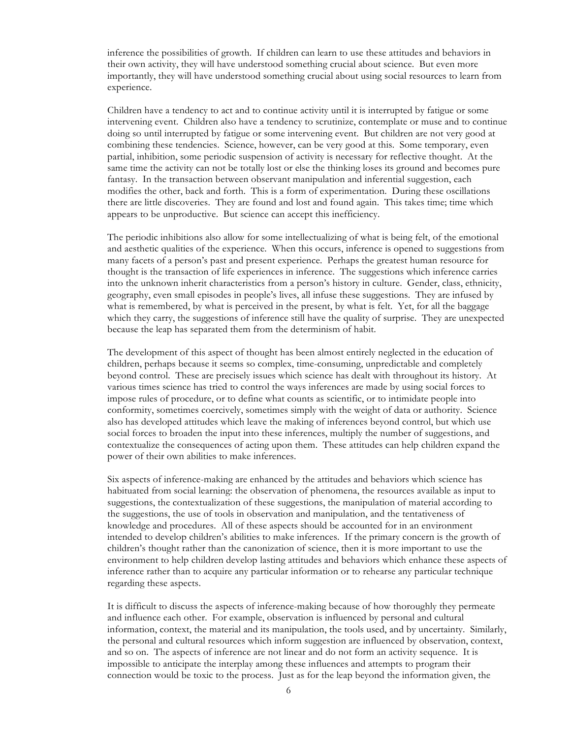inference the possibilities of growth. If children can learn to use these attitudes and behaviors in their own activity, they will have understood something crucial about science. But even more importantly, they will have understood something crucial about using social resources to learn from experience.

Children have a tendency to act and to continue activity until it is interrupted by fatigue or some intervening event. Children also have a tendency to scrutinize, contemplate or muse and to continue doing so until interrupted by fatigue or some intervening event. But children are not very good at combining these tendencies. Science, however, can be very good at this. Some temporary, even partial, inhibition, some periodic suspension of activity is necessary for reflective thought. At the same time the activity can not be totally lost or else the thinking loses its ground and becomes pure fantasy. In the transaction between observant manipulation and inferential suggestion, each modifies the other, back and forth. This is a form of experimentation. During these oscillations there are little discoveries. They are found and lost and found again. This takes time; time which appears to be unproductive. But science can accept this inefficiency.

The periodic inhibitions also allow for some intellectualizing of what is being felt, of the emotional and aesthetic qualities of the experience. When this occurs, inference is opened to suggestions from many facets of a person's past and present experience. Perhaps the greatest human resource for thought is the transaction of life experiences in inference. The suggestions which inference carries into the unknown inherit characteristics from a person's history in culture. Gender, class, ethnicity, geography, even small episodes in people's lives, all infuse these suggestions. They are infused by what is remembered, by what is perceived in the present, by what is felt. Yet, for all the baggage which they carry, the suggestions of inference still have the quality of surprise. They are unexpected because the leap has separated them from the determinism of habit.

The development of this aspect of thought has been almost entirely neglected in the education of children, perhaps because it seems so complex, time-consuming, unpredictable and completely beyond control. These are precisely issues which science has dealt with throughout its history. At various times science has tried to control the ways inferences are made by using social forces to impose rules of procedure, or to define what counts as scientific, or to intimidate people into conformity, sometimes coercively, sometimes simply with the weight of data or authority. Science also has developed attitudes which leave the making of inferences beyond control, but which use social forces to broaden the input into these inferences, multiply the number of suggestions, and contextualize the consequences of acting upon them. These attitudes can help children expand the power of their own abilities to make inferences.

Six aspects of inference-making are enhanced by the attitudes and behaviors which science has habituated from social learning: the observation of phenomena, the resources available as input to suggestions, the contextualization of these suggestions, the manipulation of material according to the suggestions, the use of tools in observation and manipulation, and the tentativeness of knowledge and procedures. All of these aspects should be accounted for in an environment intended to develop children's abilities to make inferences. If the primary concern is the growth of children's thought rather than the canonization of science, then it is more important to use the environment to help children develop lasting attitudes and behaviors which enhance these aspects of inference rather than to acquire any particular information or to rehearse any particular technique regarding these aspects.

It is difficult to discuss the aspects of inference-making because of how thoroughly they permeate and influence each other. For example, observation is influenced by personal and cultural information, context, the material and its manipulation, the tools used, and by uncertainty. Similarly, the personal and cultural resources which inform suggestion are influenced by observation, context, and so on. The aspects of inference are not linear and do not form an activity sequence. It is impossible to anticipate the interplay among these influences and attempts to program their connection would be toxic to the process. Just as for the leap beyond the information given, the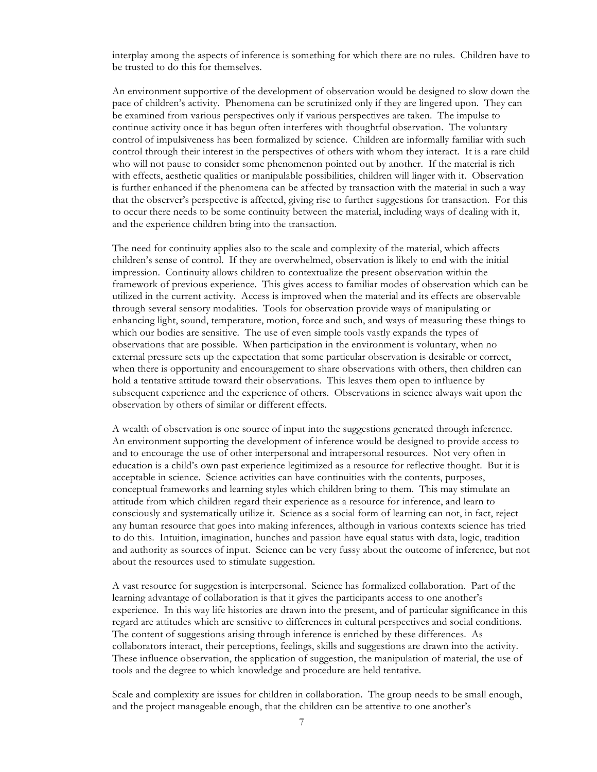interplay among the aspects of inference is something for which there are no rules. Children have to be trusted to do this for themselves.

An environment supportive of the development of observation would be designed to slow down the pace of children's activity. Phenomena can be scrutinized only if they are lingered upon. They can be examined from various perspectives only if various perspectives are taken. The impulse to continue activity once it has begun often interferes with thoughtful observation. The voluntary control of impulsiveness has been formalized by science. Children are informally familiar with such control through their interest in the perspectives of others with whom they interact. It is a rare child who will not pause to consider some phenomenon pointed out by another. If the material is rich with effects, aesthetic qualities or manipulable possibilities, children will linger with it. Observation is further enhanced if the phenomena can be affected by transaction with the material in such a way that the observer's perspective is affected, giving rise to further suggestions for transaction. For this to occur there needs to be some continuity between the material, including ways of dealing with it, and the experience children bring into the transaction.

The need for continuity applies also to the scale and complexity of the material, which affects children's sense of control. If they are overwhelmed, observation is likely to end with the initial impression. Continuity allows children to contextualize the present observation within the framework of previous experience. This gives access to familiar modes of observation which can be utilized in the current activity. Access is improved when the material and its effects are observable through several sensory modalities. Tools for observation provide ways of manipulating or enhancing light, sound, temperature, motion, force and such, and ways of measuring these things to which our bodies are sensitive. The use of even simple tools vastly expands the types of observations that are possible. When participation in the environment is voluntary, when no external pressure sets up the expectation that some particular observation is desirable or correct, when there is opportunity and encouragement to share observations with others, then children can hold a tentative attitude toward their observations. This leaves them open to influence by subsequent experience and the experience of others. Observations in science always wait upon the observation by others of similar or different effects.

A wealth of observation is one source of input into the suggestions generated through inference. An environment supporting the development of inference would be designed to provide access to and to encourage the use of other interpersonal and intrapersonal resources. Not very often in education is a child's own past experience legitimized as a resource for reflective thought. But it is acceptable in science. Science activities can have continuities with the contents, purposes, conceptual frameworks and learning styles which children bring to them. This may stimulate an attitude from which children regard their experience as a resource for inference, and learn to consciously and systematically utilize it. Science as a social form of learning can not, in fact, reject any human resource that goes into making inferences, although in various contexts science has tried to do this. Intuition, imagination, hunches and passion have equal status with data, logic, tradition and authority as sources of input. Science can be very fussy about the outcome of inference, but not about the resources used to stimulate suggestion.

A vast resource for suggestion is interpersonal. Science has formalized collaboration. Part of the learning advantage of collaboration is that it gives the participants access to one another's experience. In this way life histories are drawn into the present, and of particular significance in this regard are attitudes which are sensitive to differences in cultural perspectives and social conditions. The content of suggestions arising through inference is enriched by these differences. As collaborators interact, their perceptions, feelings, skills and suggestions are drawn into the activity. These influence observation, the application of suggestion, the manipulation of material, the use of tools and the degree to which knowledge and procedure are held tentative.

Scale and complexity are issues for children in collaboration. The group needs to be small enough, and the project manageable enough, that the children can be attentive to one another's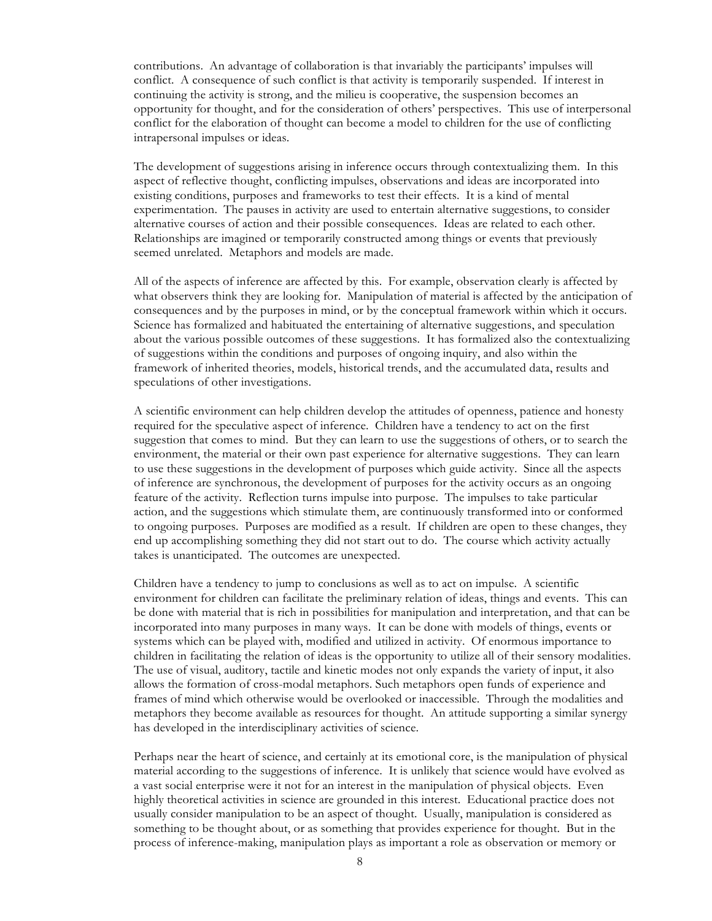contributions. An advantage of collaboration is that invariably the participants' impulses will conflict. A consequence of such conflict is that activity is temporarily suspended. If interest in continuing the activity is strong, and the milieu is cooperative, the suspension becomes an opportunity for thought, and for the consideration of others' perspectives. This use of interpersonal conflict for the elaboration of thought can become a model to children for the use of conflicting intrapersonal impulses or ideas.

The development of suggestions arising in inference occurs through contextualizing them. In this aspect of reflective thought, conflicting impulses, observations and ideas are incorporated into existing conditions, purposes and frameworks to test their effects. It is a kind of mental experimentation. The pauses in activity are used to entertain alternative suggestions, to consider alternative courses of action and their possible consequences. Ideas are related to each other. Relationships are imagined or temporarily constructed among things or events that previously seemed unrelated. Metaphors and models are made.

All of the aspects of inference are affected by this. For example, observation clearly is affected by what observers think they are looking for. Manipulation of material is affected by the anticipation of consequences and by the purposes in mind, or by the conceptual framework within which it occurs. Science has formalized and habituated the entertaining of alternative suggestions, and speculation about the various possible outcomes of these suggestions. It has formalized also the contextualizing of suggestions within the conditions and purposes of ongoing inquiry, and also within the framework of inherited theories, models, historical trends, and the accumulated data, results and speculations of other investigations.

A scientific environment can help children develop the attitudes of openness, patience and honesty required for the speculative aspect of inference. Children have a tendency to act on the first suggestion that comes to mind. But they can learn to use the suggestions of others, or to search the environment, the material or their own past experience for alternative suggestions. They can learn to use these suggestions in the development of purposes which guide activity. Since all the aspects of inference are synchronous, the development of purposes for the activity occurs as an ongoing feature of the activity. Reflection turns impulse into purpose. The impulses to take particular action, and the suggestions which stimulate them, are continuously transformed into or conformed to ongoing purposes. Purposes are modified as a result. If children are open to these changes, they end up accomplishing something they did not start out to do. The course which activity actually takes is unanticipated. The outcomes are unexpected.

Children have a tendency to jump to conclusions as well as to act on impulse. A scientific environment for children can facilitate the preliminary relation of ideas, things and events. This can be done with material that is rich in possibilities for manipulation and interpretation, and that can be incorporated into many purposes in many ways. It can be done with models of things, events or systems which can be played with, modified and utilized in activity. Of enormous importance to children in facilitating the relation of ideas is the opportunity to utilize all of their sensory modalities. The use of visual, auditory, tactile and kinetic modes not only expands the variety of input, it also allows the formation of cross-modal metaphors. Such metaphors open funds of experience and frames of mind which otherwise would be overlooked or inaccessible. Through the modalities and metaphors they become available as resources for thought. An attitude supporting a similar synergy has developed in the interdisciplinary activities of science.

Perhaps near the heart of science, and certainly at its emotional core, is the manipulation of physical material according to the suggestions of inference. It is unlikely that science would have evolved as a vast social enterprise were it not for an interest in the manipulation of physical objects. Even highly theoretical activities in science are grounded in this interest. Educational practice does not usually consider manipulation to be an aspect of thought. Usually, manipulation is considered as something to be thought about, or as something that provides experience for thought. But in the process of inference-making, manipulation plays as important a role as observation or memory or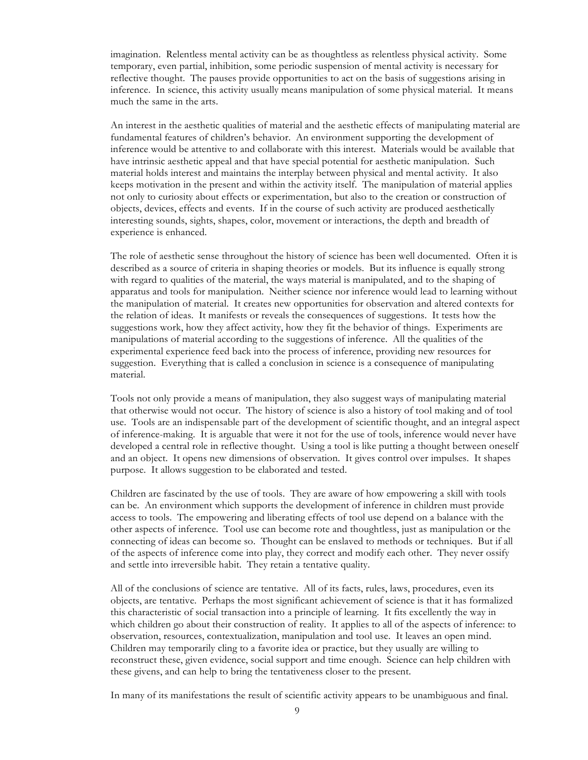imagination. Relentless mental activity can be as thoughtless as relentless physical activity. Some temporary, even partial, inhibition, some periodic suspension of mental activity is necessary for reflective thought. The pauses provide opportunities to act on the basis of suggestions arising in inference. In science, this activity usually means manipulation of some physical material. It means much the same in the arts.

An interest in the aesthetic qualities of material and the aesthetic effects of manipulating material are fundamental features of children's behavior. An environment supporting the development of inference would be attentive to and collaborate with this interest. Materials would be available that have intrinsic aesthetic appeal and that have special potential for aesthetic manipulation. Such material holds interest and maintains the interplay between physical and mental activity. It also keeps motivation in the present and within the activity itself. The manipulation of material applies not only to curiosity about effects or experimentation, but also to the creation or construction of objects, devices, effects and events. If in the course of such activity are produced aesthetically interesting sounds, sights, shapes, color, movement or interactions, the depth and breadth of experience is enhanced.

The role of aesthetic sense throughout the history of science has been well documented. Often it is described as a source of criteria in shaping theories or models. But its influence is equally strong with regard to qualities of the material, the ways material is manipulated, and to the shaping of apparatus and tools for manipulation. Neither science nor inference would lead to learning without the manipulation of material. It creates new opportunities for observation and altered contexts for the relation of ideas. It manifests or reveals the consequences of suggestions. It tests how the suggestions work, how they affect activity, how they fit the behavior of things. Experiments are manipulations of material according to the suggestions of inference. All the qualities of the experimental experience feed back into the process of inference, providing new resources for suggestion. Everything that is called a conclusion in science is a consequence of manipulating material.

Tools not only provide a means of manipulation, they also suggest ways of manipulating material that otherwise would not occur. The history of science is also a history of tool making and of tool use. Tools are an indispensable part of the development of scientific thought, and an integral aspect of inference-making. It is arguable that were it not for the use of tools, inference would never have developed a central role in reflective thought. Using a tool is like putting a thought between oneself and an object. It opens new dimensions of observation. It gives control over impulses. It shapes purpose. It allows suggestion to be elaborated and tested.

Children are fascinated by the use of tools. They are aware of how empowering a skill with tools can be. An environment which supports the development of inference in children must provide access to tools. The empowering and liberating effects of tool use depend on a balance with the other aspects of inference. Tool use can become rote and thoughtless, just as manipulation or the connecting of ideas can become so. Thought can be enslaved to methods or techniques. But if all of the aspects of inference come into play, they correct and modify each other. They never ossify and settle into irreversible habit. They retain a tentative quality.

All of the conclusions of science are tentative. All of its facts, rules, laws, procedures, even its objects, are tentative. Perhaps the most significant achievement of science is that it has formalized this characteristic of social transaction into a principle of learning. It fits excellently the way in which children go about their construction of reality. It applies to all of the aspects of inference: to observation, resources, contextualization, manipulation and tool use. It leaves an open mind. Children may temporarily cling to a favorite idea or practice, but they usually are willing to reconstruct these, given evidence, social support and time enough. Science can help children with these givens, and can help to bring the tentativeness closer to the present.

In many of its manifestations the result of scientific activity appears to be unambiguous and final.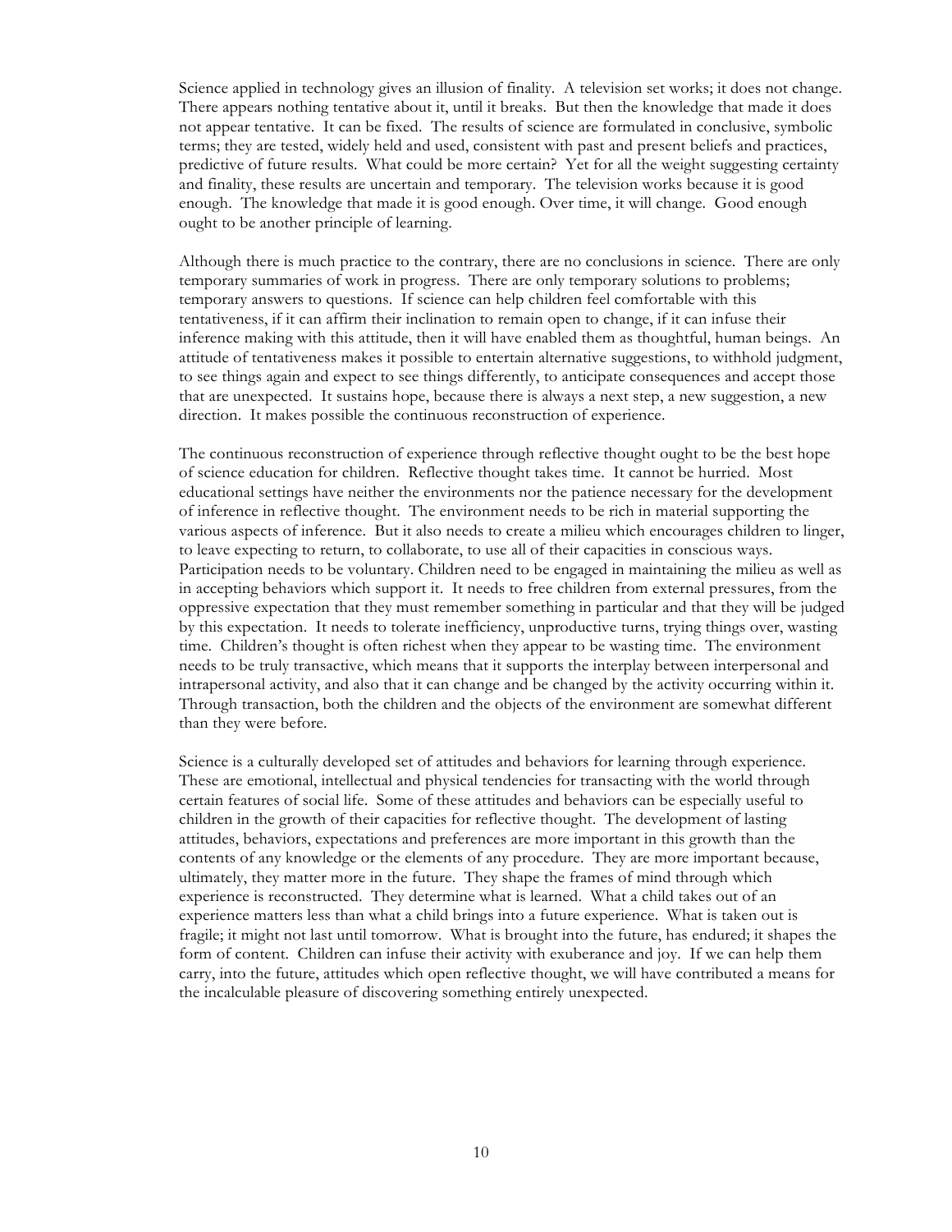Science applied in technology gives an illusion of finality. A television set works; it does not change. There appears nothing tentative about it, until it breaks. But then the knowledge that made it does not appear tentative. It can be fixed. The results of science are formulated in conclusive, symbolic terms; they are tested, widely held and used, consistent with past and present beliefs and practices, predictive of future results. What could be more certain? Yet for all the weight suggesting certainty and finality, these results are uncertain and temporary. The television works because it is good enough. The knowledge that made it is good enough. Over time, it will change. Good enough ought to be another principle of learning.

Although there is much practice to the contrary, there are no conclusions in science. There are only temporary summaries of work in progress. There are only temporary solutions to problems; temporary answers to questions. If science can help children feel comfortable with this tentativeness, if it can affirm their inclination to remain open to change, if it can infuse their inference making with this attitude, then it will have enabled them as thoughtful, human beings. An attitude of tentativeness makes it possible to entertain alternative suggestions, to withhold judgment, to see things again and expect to see things differently, to anticipate consequences and accept those that are unexpected. It sustains hope, because there is always a next step, a new suggestion, a new direction. It makes possible the continuous reconstruction of experience.

The continuous reconstruction of experience through reflective thought ought to be the best hope of science education for children. Reflective thought takes time. It cannot be hurried. Most educational settings have neither the environments nor the patience necessary for the development of inference in reflective thought. The environment needs to be rich in material supporting the various aspects of inference. But it also needs to create a milieu which encourages children to linger, to leave expecting to return, to collaborate, to use all of their capacities in conscious ways. Participation needs to be voluntary. Children need to be engaged in maintaining the milieu as well as in accepting behaviors which support it. It needs to free children from external pressures, from the oppressive expectation that they must remember something in particular and that they will be judged by this expectation. It needs to tolerate inefficiency, unproductive turns, trying things over, wasting time. Children's thought is often richest when they appear to be wasting time. The environment needs to be truly transactive, which means that it supports the interplay between interpersonal and intrapersonal activity, and also that it can change and be changed by the activity occurring within it. Through transaction, both the children and the objects of the environment are somewhat different than they were before.

Science is a culturally developed set of attitudes and behaviors for learning through experience. These are emotional, intellectual and physical tendencies for transacting with the world through certain features of social life. Some of these attitudes and behaviors can be especially useful to children in the growth of their capacities for reflective thought. The development of lasting attitudes, behaviors, expectations and preferences are more important in this growth than the contents of any knowledge or the elements of any procedure. They are more important because, ultimately, they matter more in the future. They shape the frames of mind through which experience is reconstructed. They determine what is learned. What a child takes out of an experience matters less than what a child brings into a future experience. What is taken out is fragile; it might not last until tomorrow. What is brought into the future, has endured; it shapes the form of content. Children can infuse their activity with exuberance and joy. If we can help them carry, into the future, attitudes which open reflective thought, we will have contributed a means for the incalculable pleasure of discovering something entirely unexpected.